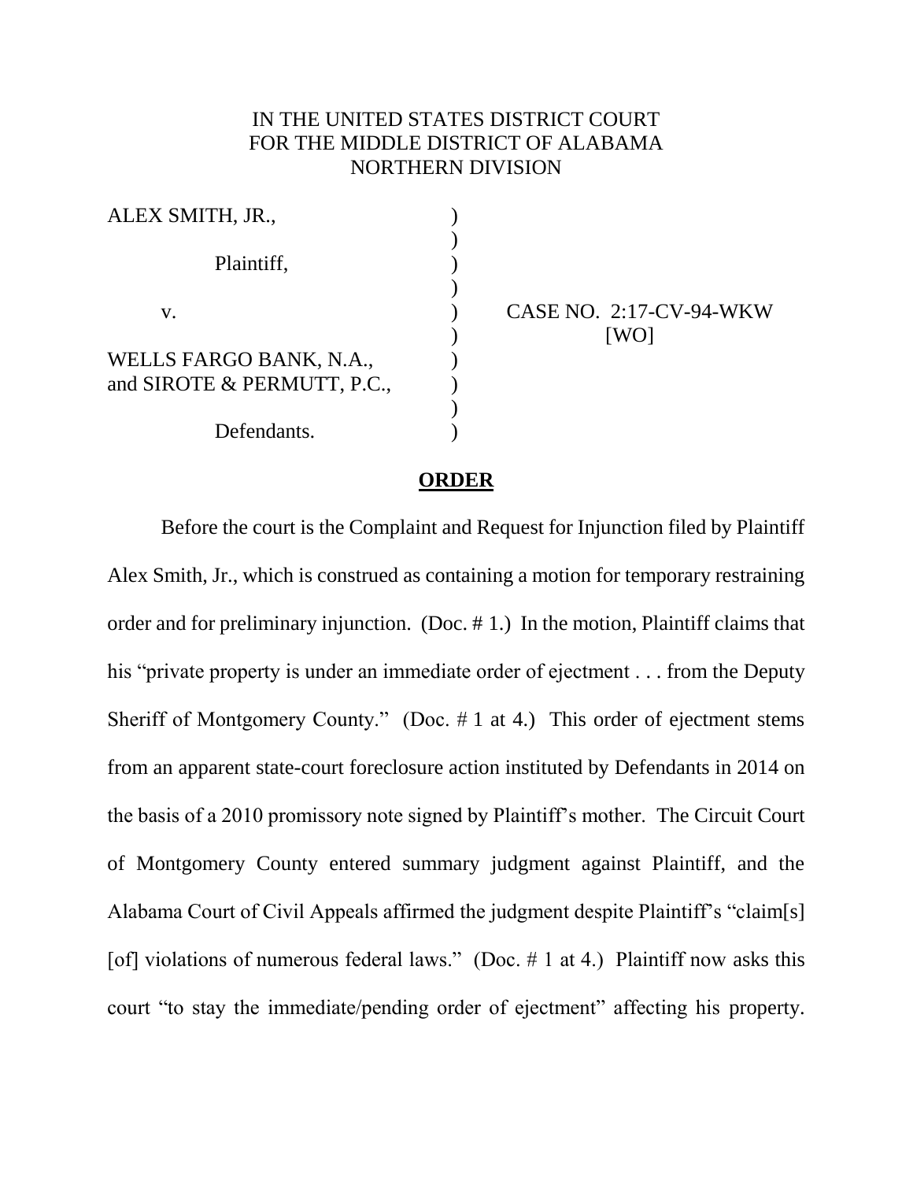IN THE UNITED STATES DISTRICT COURT
FOR THE MIDDLE DISTRICT OF ALABAMA
NORTHERN DIVISION

| | | |
|---|---|---|
| ALEX SMITH, JR., | ) | |
| | ) | |
| Plaintiff, | ) | |
| | ) | |
| v. | ) | CASE NO. 2:17-CV-94-WKW |
| | ) | [WO] |
| WELLS FARGO BANK, N.A., | ) | |
| and SIROTE & PERMUTT, P.C., | ) | |
| | ) | |
| Defendants. | ) | |

## ORDER

Before the court is the Complaint and Request for Injunction filed by Plaintiff Alex Smith, Jr., which is construed as containing a motion for temporary restraining order and for preliminary injunction. (Doc. # 1.) In the motion, Plaintiff claims that his "private property is under an immediate order of ejectment . . . from the Deputy Sheriff of Montgomery County." (Doc. # 1 at 4.) This order of ejectment stems from an apparent state-court foreclosure action instituted by Defendants in 2014 on the basis of a 2010 promissory note signed by Plaintiff's mother. The Circuit Court of Montgomery County entered summary judgment against Plaintiff, and the Alabama Court of Civil Appeals affirmed the judgment despite Plaintiff's "claim[s] [of] violations of numerous federal laws." (Doc. # 1 at 4.) Plaintiff now asks this court "to stay the immediate/pending order of ejectment" affecting his property.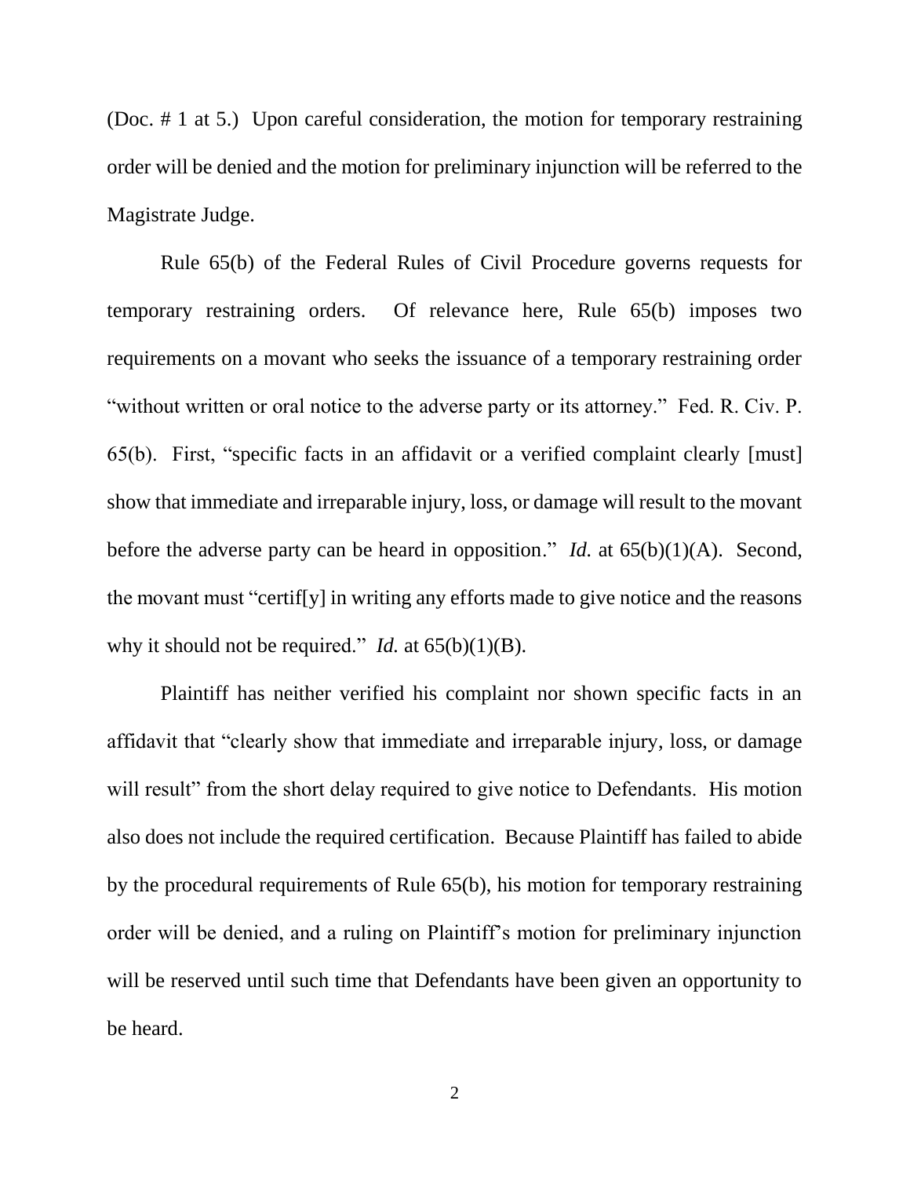(Doc. # 1 at 5.) Upon careful consideration, the motion for temporary restraining order will be denied and the motion for preliminary injunction will be referred to the Magistrate Judge.

Rule 65(b) of the Federal Rules of Civil Procedure governs requests for temporary restraining orders. Of relevance here, Rule 65(b) imposes two requirements on a movant who seeks the issuance of a temporary restraining order "without written or oral notice to the adverse party or its attorney." Fed. R. Civ. P. 65(b). First, "specific facts in an affidavit or a verified complaint clearly [must] show that immediate and irreparable injury, loss, or damage will result to the movant before the adverse party can be heard in opposition." *Id.* at 65(b)(1)(A). Second, the movant must "certif[y] in writing any efforts made to give notice and the reasons why it should not be required." *Id.* at 65(b)(1)(B).

Plaintiff has neither verified his complaint nor shown specific facts in an affidavit that "clearly show that immediate and irreparable injury, loss, or damage will result" from the short delay required to give notice to Defendants. His motion also does not include the required certification. Because Plaintiff has failed to abide by the procedural requirements of Rule 65(b), his motion for temporary restraining order will be denied, and a ruling on Plaintiff's motion for preliminary injunction will be reserved until such time that Defendants have been given an opportunity to be heard.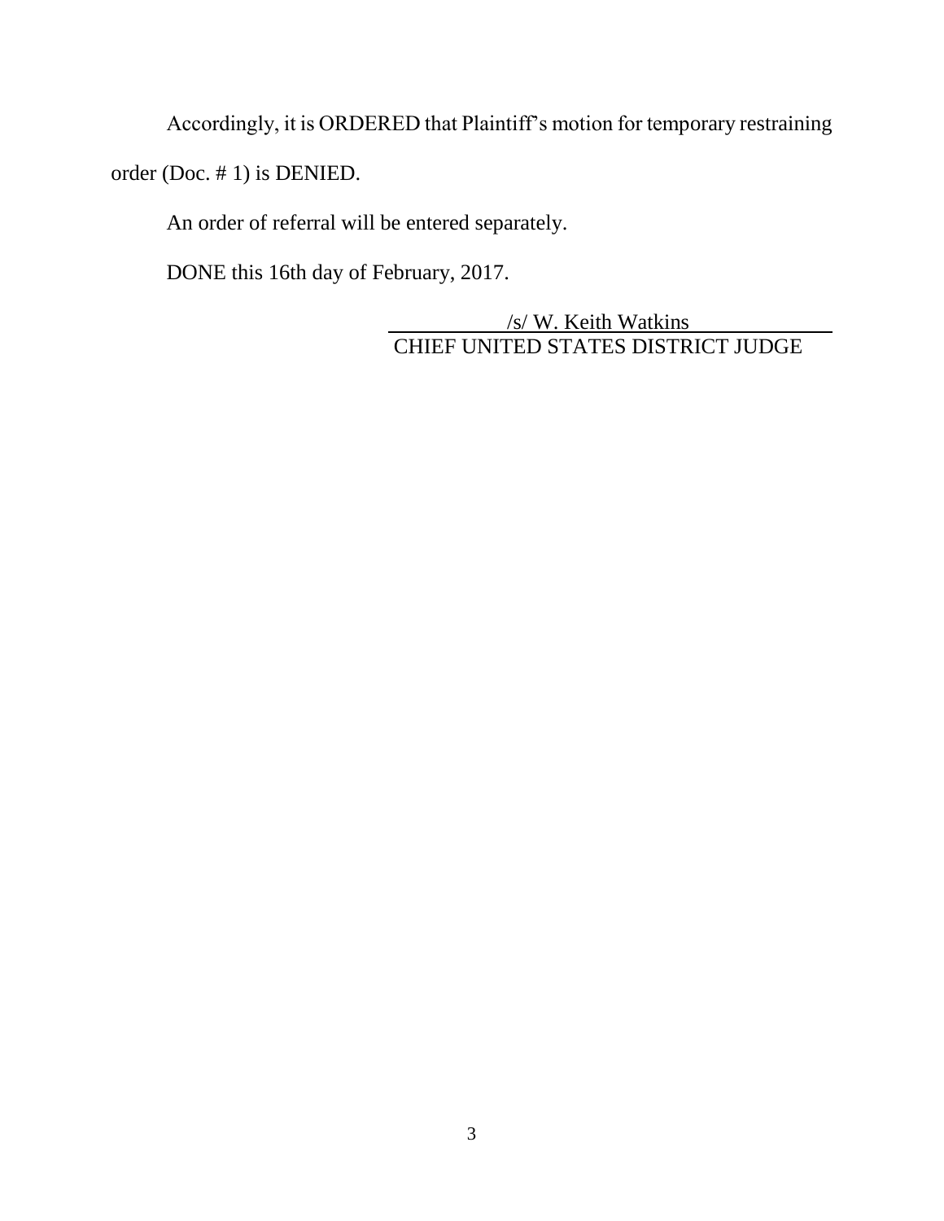Accordingly, it is ORDERED that Plaintiff's motion for temporary restraining order (Doc. # 1) is DENIED.

An order of referral will be entered separately.

DONE this 16th day of February, 2017.

/s/ W. Keith Watkins
CHIEF UNITED STATES DISTRICT JUDGE